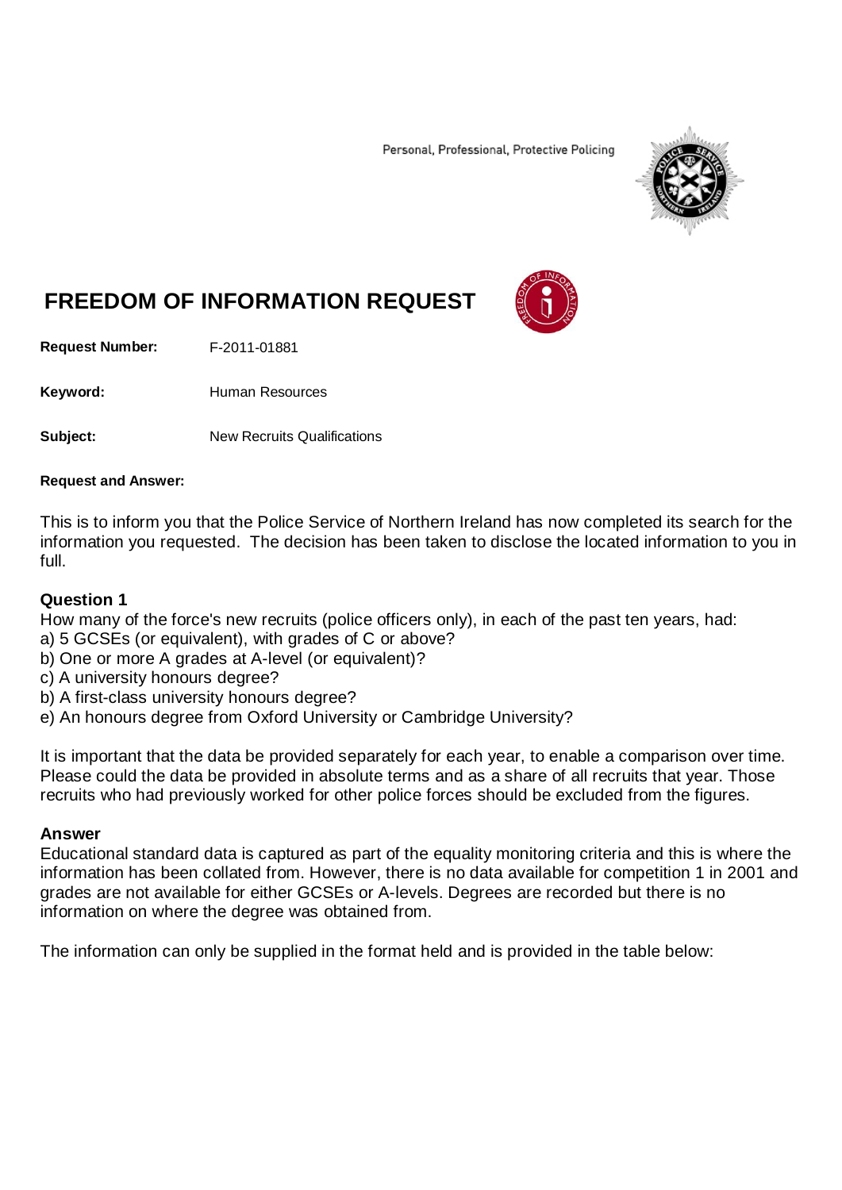Personal, Professional, Protective Policing

# FREEDOM OF INFORMATION REQUEST

**Request Number:** F-2011-01881

**Keyword:** Human Resources

**Subject:** New Recruits Qualifications

**Request and Answer:**

This is to inform you that the Police Service of Northern Ireland has now completed its search for the information you requested. The decision has been taken to disclose the located information to you in full.

### Question 1

How many of the force's new recruits (police officers only), in each of the past ten years, had:
a) 5 GCSEs (or equivalent), with grades of C or above?
b) One or more A grades at A-level (or equivalent)?
c) A university honours degree?
b) A first-class university honours degree?
e) An honours degree from Oxford University or Cambridge University?

It is important that the data be provided separately for each year, to enable a comparison over time. Please could the data be provided in absolute terms and as a share of all recruits that year. Those recruits who had previously worked for other police forces should be excluded from the figures.

### Answer

Educational standard data is captured as part of the equality monitoring criteria and this is where the information has been collated from. However, there is no data available for competition 1 in 2001 and grades are not available for either GCSEs or A-levels. Degrees are recorded but there is no information on where the degree was obtained from.

The information can only be supplied in the format held and is provided in the table below: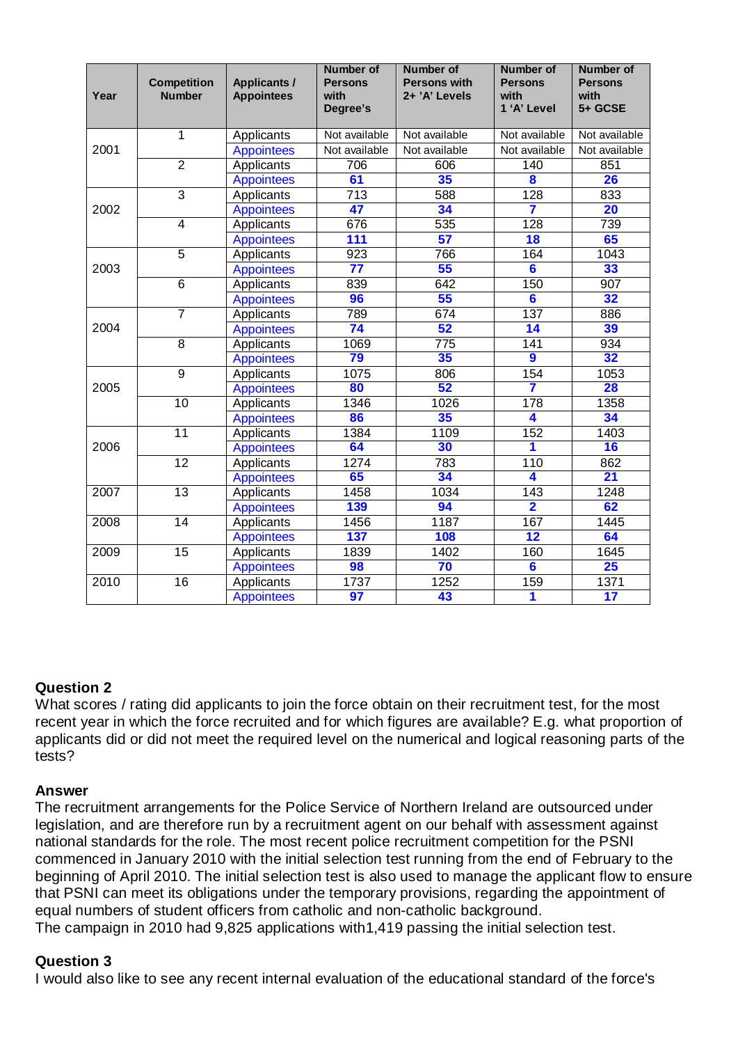| Year | Competition Number | Applicants / Appointees | Number of Persons with Degree's | Number of Persons with 2+ 'A' Levels | Number of Persons with 1 'A' Level | Number of Persons with 5+ GCSE |
|---|---|---|---|---|---|---|
| 2001 | 1 | Applicants | Not available | Not available | Not available | Not available |
| | | Appointees | Not available | Not available | Not available | Not available |
| | 2 | Applicants | 706 | 606 | 140 | 851 |
| | | Appointees | **61** | **35** | **8** | **26** |
| 2002 | 3 | Applicants | 713 | 588 | 128 | 833 |
| | | Appointees | **47** | **34** | **7** | **20** |
| | 4 | Applicants | 676 | 535 | 128 | 739 |
| | | Appointees | **111** | **57** | **18** | **65** |
| 2003 | 5 | Applicants | 923 | 766 | 164 | 1043 |
| | | Appointees | **77** | **55** | **6** | **33** |
| | 6 | Applicants | 839 | 642 | 150 | 907 |
| | | Appointees | **96** | **55** | **6** | **32** |
| 2004 | 7 | Applicants | 789 | 674 | 137 | 886 |
| | | Appointees | **74** | **52** | **14** | **39** |
| | 8 | Applicants | 1069 | 775 | 141 | 934 |
| | | Appointees | **79** | **35** | **9** | **32** |
| 2005 | 9 | Applicants | 1075 | 806 | 154 | 1053 |
| | | Appointees | **80** | **52** | **7** | **28** |
| | 10 | Applicants | 1346 | 1026 | 178 | 1358 |
| | | Appointees | **86** | **35** | **4** | **34** |
| 2006 | 11 | Applicants | 1384 | 1109 | 152 | 1403 |
| | | Appointees | **64** | **30** | **1** | **16** |
| | 12 | Applicants | 1274 | 783 | 110 | 862 |
| | | Appointees | **65** | **34** | **4** | **21** |
| 2007 | 13 | Applicants | 1458 | 1034 | 143 | 1248 |
| | | Appointees | **139** | **94** | **2** | **62** |
| 2008 | 14 | Applicants | 1456 | 1187 | 167 | 1445 |
| | | Appointees | **137** | **108** | **12** | **64** |
| 2009 | 15 | Applicants | 1839 | 1402 | 160 | 1645 |
| | | Appointees | **98** | **70** | **6** | **25** |
| 2010 | 16 | Applicants | 1737 | 1252 | 159 | 1371 |
| | | Appointees | **97** | **43** | **1** | **17** |

**Question 2**
What scores / rating did applicants to join the force obtain on their recruitment test, for the most recent year in which the force recruited and for which figures are available? E.g. what proportion of applicants did or did not meet the required level on the numerical and logical reasoning parts of the tests?

**Answer**
The recruitment arrangements for the Police Service of Northern Ireland are outsourced under legislation, and are therefore run by a recruitment agent on our behalf with assessment against national standards for the role. The most recent police recruitment competition for the PSNI commenced in January 2010 with the initial selection test running from the end of February to the beginning of April 2010. The initial selection test is also used to manage the applicant flow to ensure that PSNI can meet its obligations under the temporary provisions, regarding the appointment of equal numbers of student officers from catholic and non-catholic background.
The campaign in 2010 had 9,825 applications with1,419 passing the initial selection test.

**Question 3**
I would also like to see any recent internal evaluation of the educational standard of the force's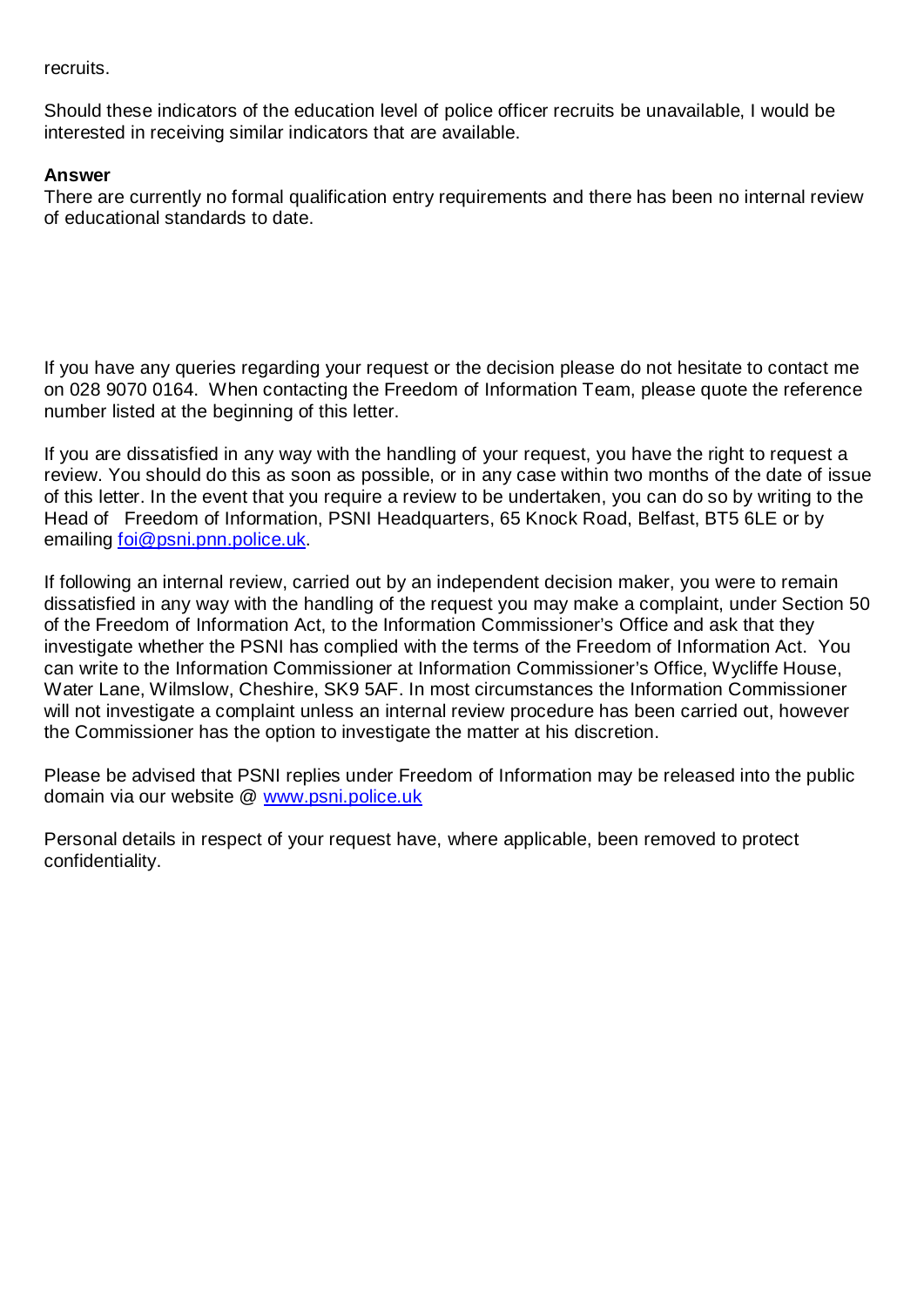recruits.

Should these indicators of the education level of police officer recruits be unavailable, I would be interested in receiving similar indicators that are available.

**Answer**
There are currently no formal qualification entry requirements and there has been no internal review of educational standards to date.

If you have any queries regarding your request or the decision please do not hesitate to contact me on 028 9070 0164. When contacting the Freedom of Information Team, please quote the reference number listed at the beginning of this letter.

If you are dissatisfied in any way with the handling of your request, you have the right to request a review. You should do this as soon as possible, or in any case within two months of the date of issue of this letter. In the event that you require a review to be undertaken, you can do so by writing to the Head of Freedom of Information, PSNI Headquarters, 65 Knock Road, Belfast, BT5 6LE or by emailing [foi@psni.pnn.police.uk](mailto:foi@psni.pnn.police.uk).

If following an internal review, carried out by an independent decision maker, you were to remain dissatisfied in any way with the handling of the request you may make a complaint, under Section 50 of the Freedom of Information Act, to the Information Commissioner's Office and ask that they investigate whether the PSNI has complied with the terms of the Freedom of Information Act. You can write to the Information Commissioner at Information Commissioner's Office, Wycliffe House, Water Lane, Wilmslow, Cheshire, SK9 5AF. In most circumstances the Information Commissioner will not investigate a complaint unless an internal review procedure has been carried out, however the Commissioner has the option to investigate the matter at his discretion.

Please be advised that PSNI replies under Freedom of Information may be released into the public domain via our website @ [www.psni.police.uk](http://www.psni.police.uk)

Personal details in respect of your request have, where applicable, been removed to protect confidentiality.